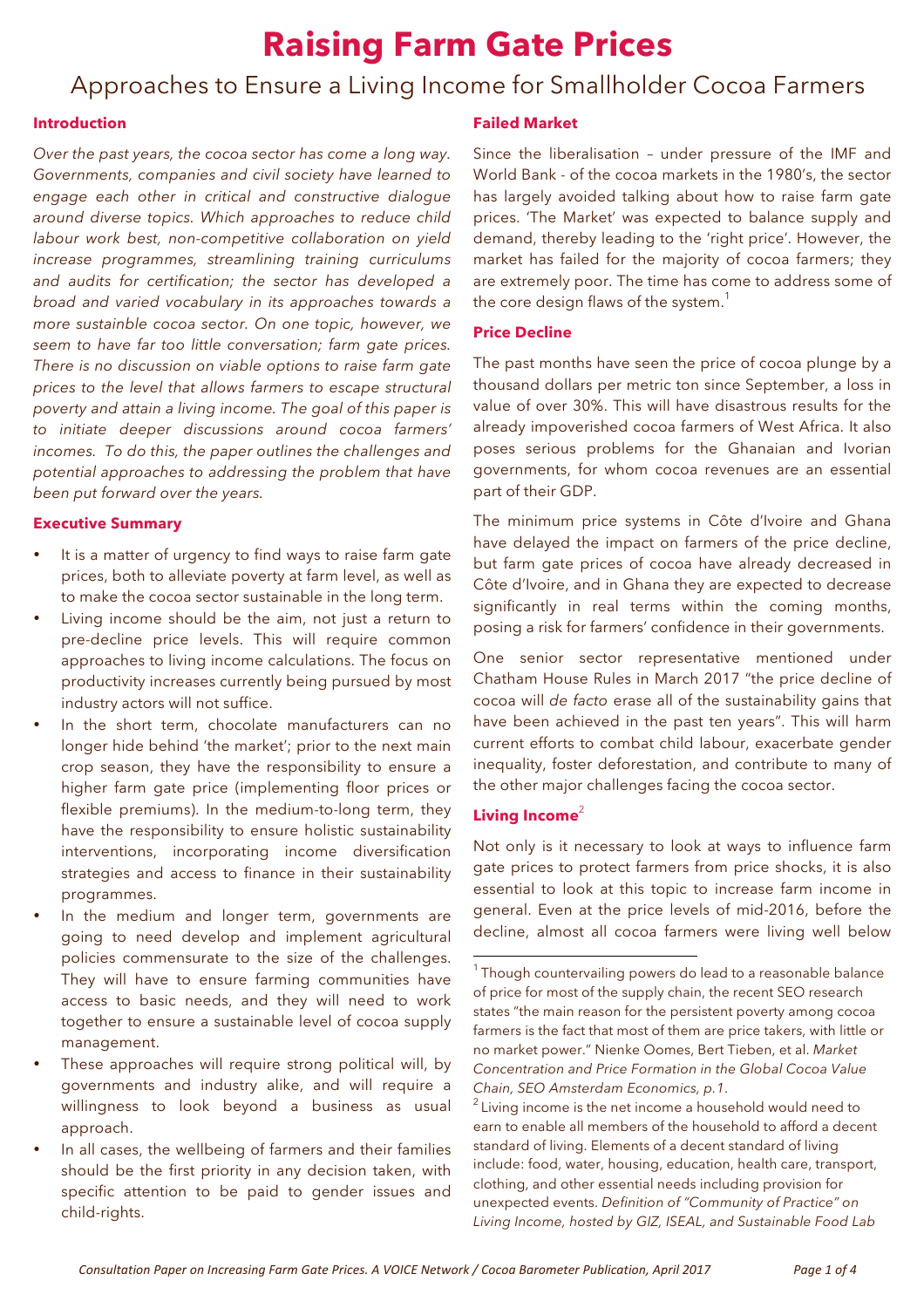# Raising Farm Gate Prices

## Approaches to Ensure a Living Income for Smallholder Cocoa Farmers

### Introduction

*Over the past years, the cocoa sector has come a long way. Governments, companies and civil society have learned to engage each other in critical and constructive dialogue around diverse topics. Which approaches to reduce child labour work best, non-competitive collaboration on yield increase programmes, streamlining training curriculums and audits for certification; the sector has developed a broad and varied vocabulary in its approaches towards a more sustainble cocoa sector. On one topic, however, we seem to have far too little conversation; farm gate prices. There is no discussion on viable options to raise farm gate prices to the level that allows farmers to escape structural poverty and attain a living income. The goal of this paper is to initiate deeper discussions around cocoa farmers' incomes. To do this, the paper outlines the challenges and potential approaches to addressing the problem that have been put forward over the years.*

### Executive Summary

- It is a matter of urgency to find ways to raise farm gate prices, both to alleviate poverty at farm level, as well as to make the cocoa sector sustainable in the long term.
- Living income should be the aim, not just a return to pre-decline price levels. This will require common approaches to living income calculations. The focus on productivity increases currently being pursued by most industry actors will not suffice.
- In the short term, chocolate manufacturers can no longer hide behind 'the market'; prior to the next main crop season, they have the responsibility to ensure a higher farm gate price (implementing floor prices or flexible premiums). In the medium-to-long term, they have the responsibility to ensure holistic sustainability interventions, incorporating income diversification strategies and access to finance in their sustainability programmes.
- In the medium and longer term, governments are going to need develop and implement agricultural policies commensurate to the size of the challenges. They will have to ensure farming communities have access to basic needs, and they will need to work together to ensure a sustainable level of cocoa supply management.
- These approaches will require strong political will, by governments and industry alike, and will require a willingness to look beyond a business as usual approach.
- In all cases, the wellbeing of farmers and their families should be the first priority in any decision taken, with specific attention to be paid to gender issues and child-rights.

### Failed Market

Since the liberalisation – under pressure of the IMF and World Bank - of the cocoa markets in the 1980's, the sector has largely avoided talking about how to raise farm gate prices. 'The Market' was expected to balance supply and demand, thereby leading to the 'right price'. However, the market has failed for the majority of cocoa farmers; they are extremely poor. The time has come to address some of the core design flaws of the system.[1]

### Price Decline

The past months have seen the price of cocoa plunge by a thousand dollars per metric ton since September, a loss in value of over 30%. This will have disastrous results for the already impoverished cocoa farmers of West Africa. It also poses serious problems for the Ghanaian and Ivorian governments, for whom cocoa revenues are an essential part of their GDP.

The minimum price systems in Côte d'Ivoire and Ghana have delayed the impact on farmers of the price decline, but farm gate prices of cocoa have already decreased in Côte d'Ivoire, and in Ghana they are expected to decrease significantly in real terms within the coming months, posing a risk for farmers' confidence in their governments.

One senior sector representative mentioned under Chatham House Rules in March 2017 "the price decline of cocoa will *de facto* erase all of the sustainability gains that have been achieved in the past ten years". This will harm current efforts to combat child labour, exacerbate gender inequality, foster deforestation, and contribute to many of the other major challenges facing the cocoa sector.

### Living Income[2]

Not only is it necessary to look at ways to influence farm gate prices to protect farmers from price shocks, it is also essential to look at this topic to increase farm income in general. Even at the price levels of mid-2016, before the decline, almost all cocoa farmers were living well below

---

[1] Though countervailing powers do lead to a reasonable balance of price for most of the supply chain, the recent SEO research states "the main reason for the persistent poverty among cocoa farmers is the fact that most of them are price takers, with little or no market power." Nienke Oomes, Bert Tieben, et al. *Market Concentration and Price Formation in the Global Cocoa Value Chain, SEO Amsterdam Economics, p.1*.

[2] Living income is the net income a household would need to earn to enable all members of the household to afford a decent standard of living. Elements of a decent standard of living include: food, water, housing, education, health care, transport, clothing, and other essential needs including provision for unexpected events. *Definition of "Community of Practice" on Living Income, hosted by GIZ, ISEAL, and Sustainable Food Lab*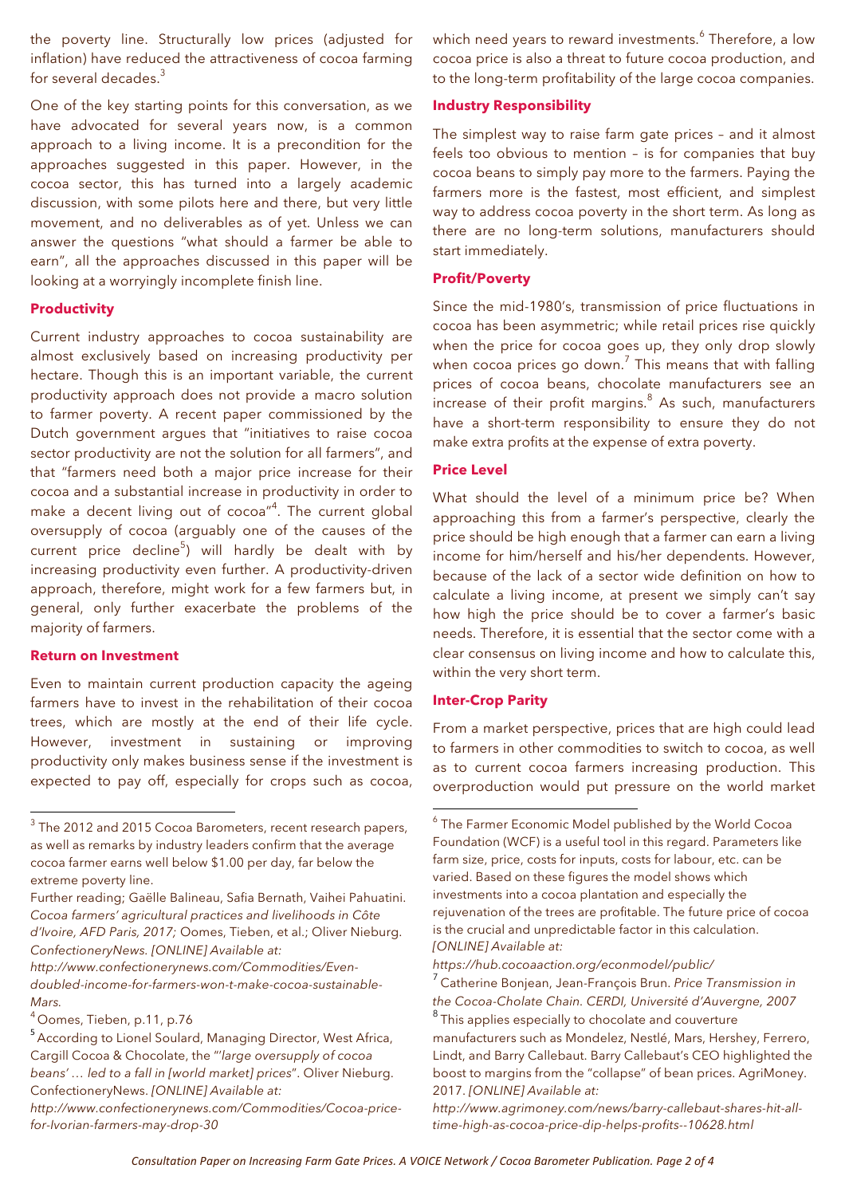the poverty line. Structurally low prices (adjusted for inflation) have reduced the attractiveness of cocoa farming for several decades.[3]

One of the key starting points for this conversation, as we have advocated for several years now, is a common approach to a living income. It is a precondition for the approaches suggested in this paper. However, in the cocoa sector, this has turned into a largely academic discussion, with some pilots here and there, but very little movement, and no deliverables as of yet. Unless we can answer the questions "what should a farmer be able to earn", all the approaches discussed in this paper will be looking at a worryingly incomplete finish line.

**Productivity**

Current industry approaches to cocoa sustainability are almost exclusively based on increasing productivity per hectare. Though this is an important variable, the current productivity approach does not provide a macro solution to farmer poverty. A recent paper commissioned by the Dutch government argues that "initiatives to raise cocoa sector productivity are not the solution for all farmers", and that "farmers need both a major price increase for their cocoa and a substantial increase in productivity in order to make a decent living out of cocoa"[4]. The current global oversupply of cocoa (arguably one of the causes of the current price decline[5]) will hardly be dealt with by increasing productivity even further. A productivity-driven approach, therefore, might work for a few farmers but, in general, only further exacerbate the problems of the majority of farmers.

**Return on Investment**

Even to maintain current production capacity the ageing farmers have to invest in the rehabilitation of their cocoa trees, which are mostly at the end of their life cycle. However, investment in sustaining or improving productivity only makes business sense if the investment is expected to pay off, especially for crops such as cocoa, which need years to reward investments.[6] Therefore, a low cocoa price is also a threat to future cocoa production, and to the long-term profitability of the large cocoa companies.

**Industry Responsibility**

The simplest way to raise farm gate prices – and it almost feels too obvious to mention – is for companies that buy cocoa beans to simply pay more to the farmers. Paying the farmers more is the fastest, most efficient, and simplest way to address cocoa poverty in the short term. As long as there are no long-term solutions, manufacturers should start immediately.

**Profit/Poverty**

Since the mid-1980's, transmission of price fluctuations in cocoa has been asymmetric; while retail prices rise quickly when the price for cocoa goes up, they only drop slowly when cocoa prices go down.[7] This means that with falling prices of cocoa beans, chocolate manufacturers see an increase of their profit margins.[8] As such, manufacturers have a short-term responsibility to ensure they do not make extra profits at the expense of extra poverty.

**Price Level**

What should the level of a minimum price be? When approaching this from a farmer's perspective, clearly the price should be high enough that a farmer can earn a living income for him/herself and his/her dependents. However, because of the lack of a sector wide definition on how to calculate a living income, at present we simply can't say how high the price should be to cover a farmer's basic needs. Therefore, it is essential that the sector come with a clear consensus on living income and how to calculate this, within the very short term.

**Inter-Crop Parity**

From a market perspective, prices that are high could lead to farmers in other commodities to switch to cocoa, as well as to current cocoa farmers increasing production. This overproduction would put pressure on the world market

---

[3] The 2012 and 2015 Cocoa Barometers, recent research papers, as well as remarks by industry leaders confirm that the average cocoa farmer earns well below $1.00 per day, far below the extreme poverty line.
Further reading; Gaëlle Balineau, Safia Bernath, Vaihei Pahuatini. *Cocoa farmers' agricultural practices and livelihoods in Côte d'Ivoire, AFD Paris, 2017;* Oomes, Tieben, et al.; Oliver Nieburg. *ConfectioneryNews. [ONLINE] Available at: http://www.confectionerynews.com/Commodities/Even-doubled-income-for-farmers-won-t-make-cocoa-sustainable-Mars.*

[4] Oomes, Tieben, p.11, p.76

[5] According to Lionel Soulard, Managing Director, West Africa, Cargill Cocoa & Chocolate, the "'*large oversupply of cocoa beans' … led to a fall in [world market] prices*". Oliver Nieburg. ConfectioneryNews. *[ONLINE] Available at: http://www.confectionerynews.com/Commodities/Cocoa-price-for-Ivorian-farmers-may-drop-30*

[6] The Farmer Economic Model published by the World Cocoa Foundation (WCF) is a useful tool in this regard. Parameters like farm size, price, costs for inputs, costs for labour, etc. can be varied. Based on these figures the model shows which investments into a cocoa plantation and especially the rejuvenation of the trees are profitable. The future price of cocoa is the crucial and unpredictable factor in this calculation. *[ONLINE] Available at: https://hub.cocoaaction.org/econmodel/public/*

[7] Catherine Bonjean, Jean-François Brun. *Price Transmission in the Cocoa-Cholate Chain. CERDI, Université d'Auvergne, 2007*

[8] This applies especially to chocolate and couverture manufacturers such as Mondelez, Nestlé, Mars, Hershey, Ferrero, Lindt, and Barry Callebaut. Barry Callebaut's CEO highlighted the boost to margins from the "collapse" of bean prices. AgriMoney. 2017. *[ONLINE] Available at: http://www.agrimoney.com/news/barry-callebaut-shares-hit-all-time-high-as-cocoa-price-dip-helps-profits--10628.html*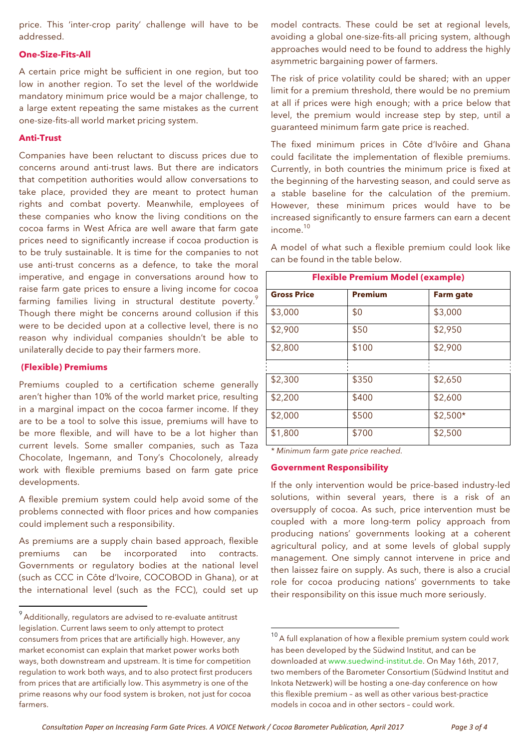price. This 'inter-crop parity' challenge will have to be addressed.

### One-Size-Fits-All

A certain price might be sufficient in one region, but too low in another region. To set the level of the worldwide mandatory minimum price would be a major challenge, to a large extent repeating the same mistakes as the current one-size-fits-all world market pricing system.

### Anti-Trust

Companies have been reluctant to discuss prices due to concerns around anti-trust laws. But there are indicators that competition authorities would allow conversations to take place, provided they are meant to protect human rights and combat poverty. Meanwhile, employees of these companies who know the living conditions on the cocoa farms in West Africa are well aware that farm gate prices need to significantly increase if cocoa production is to be truly sustainable. It is time for the companies to not use anti-trust concerns as a defence, to take the moral imperative, and engage in conversations around how to raise farm gate prices to ensure a living income for cocoa farming families living in structural destitute poverty.[9] Though there might be concerns around collusion if this were to be decided upon at a collective level, there is no reason why individual companies shouldn't be able to unilaterally decide to pay their farmers more.

### (Flexible) Premiums

Premiums coupled to a certification scheme generally aren't higher than 10% of the world market price, resulting in a marginal impact on the cocoa farmer income. If they are to be a tool to solve this issue, premiums will have to be more flexible, and will have to be a lot higher than current levels. Some smaller companies, such as Taza Chocolate, Ingemann, and Tony's Chocolonely, already work with flexible premiums based on farm gate price developments.

A flexible premium system could help avoid some of the problems connected with floor prices and how companies could implement such a responsibility.

As premiums are a supply chain based approach, flexible premiums can be incorporated into contracts. Governments or regulatory bodies at the national level (such as CCC in Côte d'Ivoire, COCOBOD in Ghana), or at the international level (such as the FCC), could set up model contracts. These could be set at regional levels, avoiding a global one-size-fits-all pricing system, although approaches would need to be found to address the highly asymmetric bargaining power of farmers.

The risk of price volatility could be shared; with an upper limit for a premium threshold, there would be no premium at all if prices were high enough; with a price below that level, the premium would increase step by step, until a guaranteed minimum farm gate price is reached.

The fixed minimum prices in Côte d'Ivôire and Ghana could facilitate the implementation of flexible premiums. Currently, in both countries the minimum price is fixed at the beginning of the harvesting season, and could serve as a stable baseline for the calculation of the premium. However, these minimum prices would have to be increased significantly to ensure farmers can earn a decent income.[10]

A model of what such a flexible premium could look like can be found in the table below.

**Flexible Premium Model (example)**

| Gross Price | Premium | Farm gate |
|---|---|---|
| $3,000 | $0 | $3,000 |
| $2,900 | $50 | $2,950 |
| $2,800 | $100 | $2,900 |
| ⋮ | ⋮ | ⋮ |
| $2,300 | $350 | $2,650 |
| $2,200 | $400 | $2,600 |
| $2,000 | $500 | $2,500* |
| $1,800 | $700 | $2,500 |

*\* Minimum farm gate price reached.*

### Government Responsibility

If the only intervention would be price-based industry-led solutions, within several years, there is a risk of an oversupply of cocoa. As such, price intervention must be coupled with a more long-term policy approach from producing nations' governments looking at a coherent agricultural policy, and at some levels of global supply management. One simply cannot intervene in price and then laissez faire on supply. As such, there is also a crucial role for cocoa producing nations' governments to take their responsibility on this issue much more seriously.

---

[9] Additionally, regulators are advised to re-evaluate antitrust legislation. Current laws seem to only attempt to protect consumers from prices that are artificially high. However, any market economist can explain that market power works both ways, both downstream and upstream. It is time for competition regulation to work both ways, and to also protect first producers from prices that are artificially low. This asymmetry is one of the prime reasons why our food system is broken, not just for cocoa farmers.

[10] A full explanation of how a flexible premium system could work has been developed by the Südwind Institut, and can be downloaded at www.suedwind-institut.de. On May 16th, 2017, two members of the Barometer Consortium (Südwind Institut and Inkota Netzwerk) will be hosting a one-day conference on how this flexible premium – as well as other various best-practice models in cocoa and in other sectors – could work.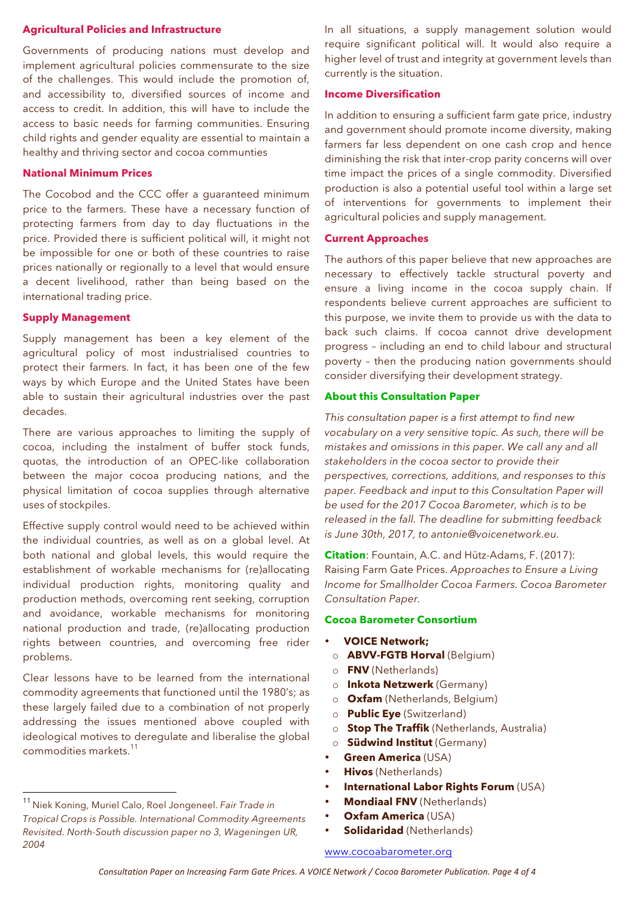### Agricultural Policies and Infrastructure

Governments of producing nations must develop and implement agricultural policies commensurate to the size of the challenges. This would include the promotion of, and accessibility to, diversified sources of income and access to credit. In addition, this will have to include the access to basic needs for farming communities. Ensuring child rights and gender equality are essential to maintain a healthy and thriving sector and cocoa communities

### National Minimum Prices

The Cocobod and the CCC offer a guaranteed minimum price to the farmers. These have a necessary function of protecting farmers from day to day fluctuations in the price. Provided there is sufficient political will, it might not be impossible for one or both of these countries to raise prices nationally or regionally to a level that would ensure a decent livelihood, rather than being based on the international trading price.

### Supply Management

Supply management has been a key element of the agricultural policy of most industrialised countries to protect their farmers. In fact, it has been one of the few ways by which Europe and the United States have been able to sustain their agricultural industries over the past decades.

There are various approaches to limiting the supply of cocoa, including the instalment of buffer stock funds, quotas, the introduction of an OPEC-like collaboration between the major cocoa producing nations, and the physical limitation of cocoa supplies through alternative uses of stockpiles.

Effective supply control would need to be achieved within the individual countries, as well as on a global level. At both national and global levels, this would require the establishment of workable mechanisms for (re)allocating individual production rights, monitoring quality and production methods, overcoming rent seeking, corruption and avoidance, workable mechanisms for monitoring national production and trade, (re)allocating production rights between countries, and overcoming free rider problems.

Clear lessons have to be learned from the international commodity agreements that functioned until the 1980's; as these largely failed due to a combination of not properly addressing the issues mentioned above coupled with ideological motives to deregulate and liberalise the global commodities markets.[11]

In all situations, a supply management solution would require significant political will. It would also require a higher level of trust and integrity at government levels than currently is the situation.

### Income Diversification

In addition to ensuring a sufficient farm gate price, industry and government should promote income diversity, making farmers far less dependent on one cash crop and hence diminishing the risk that inter-crop parity concerns will over time impact the prices of a single commodity. Diversified production is also a potential useful tool within a large set of interventions for governments to implement their agricultural policies and supply management.

### Current Approaches

The authors of this paper believe that new approaches are necessary to effectively tackle structural poverty and ensure a living income in the cocoa supply chain. If respondents believe current approaches are sufficient to this purpose, we invite them to provide us with the data to back such claims. If cocoa cannot drive development progress – including an end to child labour and structural poverty – then the producing nation governments should consider diversifying their development strategy.

### About this Consultation Paper

*This consultation paper is a first attempt to find new vocabulary on a very sensitive topic. As such, there will be mistakes and omissions in this paper. We call any and all stakeholders in the cocoa sector to provide their perspectives, corrections, additions, and responses to this paper. Feedback and input to this Consultation Paper will be used for the 2017 Cocoa Barometer, which is to be released in the fall. The deadline for submitting feedback is June 30th, 2017, to antonie@voicenetwork.eu.*

**Citation**: Fountain, A.C. and Hütz-Adams, F. (2017): Raising Farm Gate Prices. *Approaches to Ensure a Living Income for Smallholder Cocoa Farmers. Cocoa Barometer Consultation Paper.*

### Cocoa Barometer Consortium

- **VOICE Network;**
  - **ABVV-FGTB Horval** (Belgium)
  - **FNV** (Netherlands)
  - **Inkota Netzwerk** (Germany)
  - **Oxfam** (Netherlands, Belgium)
  - **Public Eye** (Switzerland)
  - **Stop The Traffik** (Netherlands, Australia)
  - **Südwind Institut** (Germany)
- **Green America** (USA)
- **Hivos** (Netherlands)
- **International Labor Rights Forum** (USA)
- **Mondiaal FNV** (Netherlands)
- **Oxfam America** (USA)
- **Solidaridad** (Netherlands)

www.cocoabarometer.org

[11] Niek Koning, Muriel Calo, Roel Jongeneel. *Fair Trade in Tropical Crops is Possible. International Commodity Agreements Revisited. North-South discussion paper no 3, Wageningen UR, 2004*